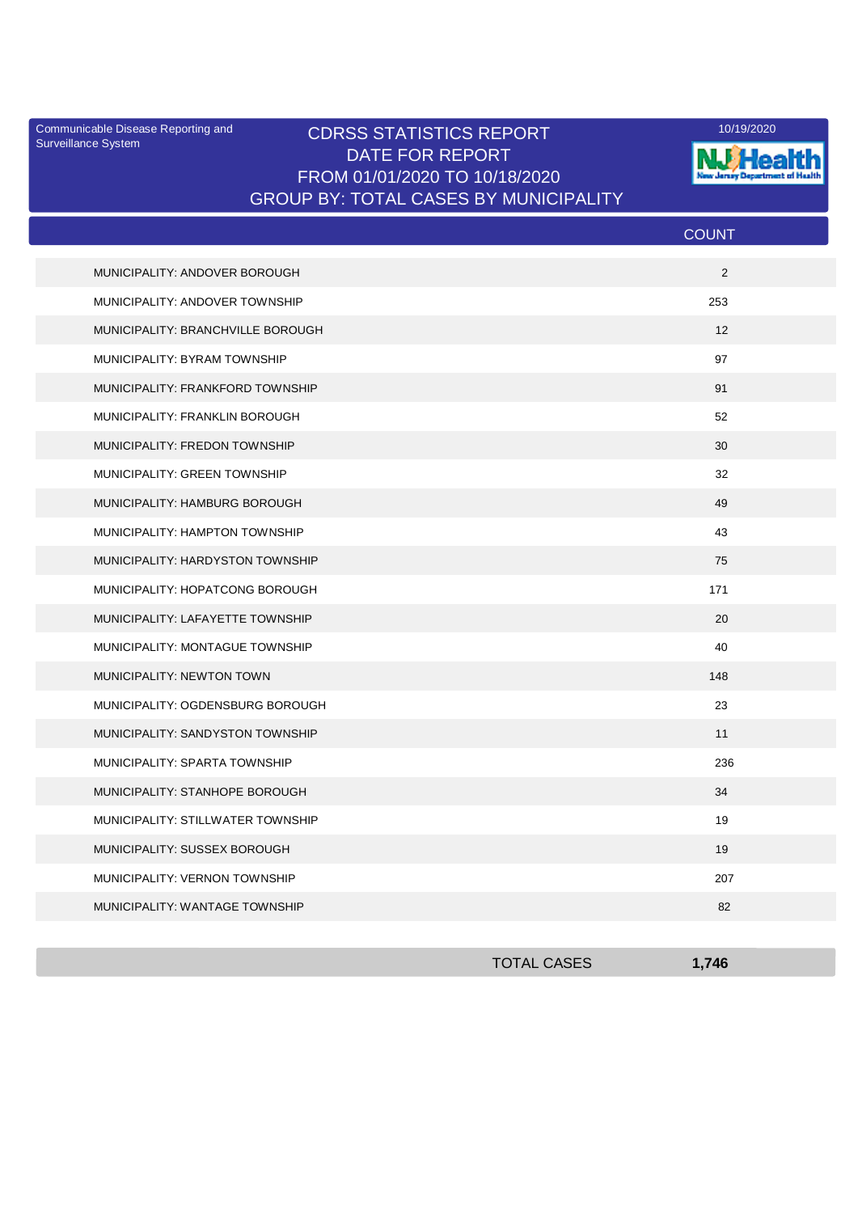Communicable Disease Reporting and Surveillance System

# CDRSS STATISTICS REPORT
## DATE FOR REPORT
## FROM 01/01/2020 TO 10/18/2020
## GROUP BY: TOTAL CASES BY MUNICIPALITY

10/19/2020

NJ Health New Jersey Department of Health

| | COUNT |
|---|---|
| MUNICIPALITY: ANDOVER BOROUGH | 2 |
| MUNICIPALITY: ANDOVER TOWNSHIP | 253 |
| MUNICIPALITY: BRANCHVILLE BOROUGH | 12 |
| MUNICIPALITY: BYRAM TOWNSHIP | 97 |
| MUNICIPALITY: FRANKFORD TOWNSHIP | 91 |
| MUNICIPALITY: FRANKLIN BOROUGH | 52 |
| MUNICIPALITY: FREDON TOWNSHIP | 30 |
| MUNICIPALITY: GREEN TOWNSHIP | 32 |
| MUNICIPALITY: HAMBURG BOROUGH | 49 |
| MUNICIPALITY: HAMPTON TOWNSHIP | 43 |
| MUNICIPALITY: HARDYSTON TOWNSHIP | 75 |
| MUNICIPALITY: HOPATCONG BOROUGH | 171 |
| MUNICIPALITY: LAFAYETTE TOWNSHIP | 20 |
| MUNICIPALITY: MONTAGUE TOWNSHIP | 40 |
| MUNICIPALITY: NEWTON TOWN | 148 |
| MUNICIPALITY: OGDENSBURG BOROUGH | 23 |
| MUNICIPALITY: SANDYSTON TOWNSHIP | 11 |
| MUNICIPALITY: SPARTA TOWNSHIP | 236 |
| MUNICIPALITY: STANHOPE BOROUGH | 34 |
| MUNICIPALITY: STILLWATER TOWNSHIP | 19 |
| MUNICIPALITY: SUSSEX BOROUGH | 19 |
| MUNICIPALITY: VERNON TOWNSHIP | 207 |
| MUNICIPALITY: WANTAGE TOWNSHIP | 82 |
| TOTAL CASES | **1,746** |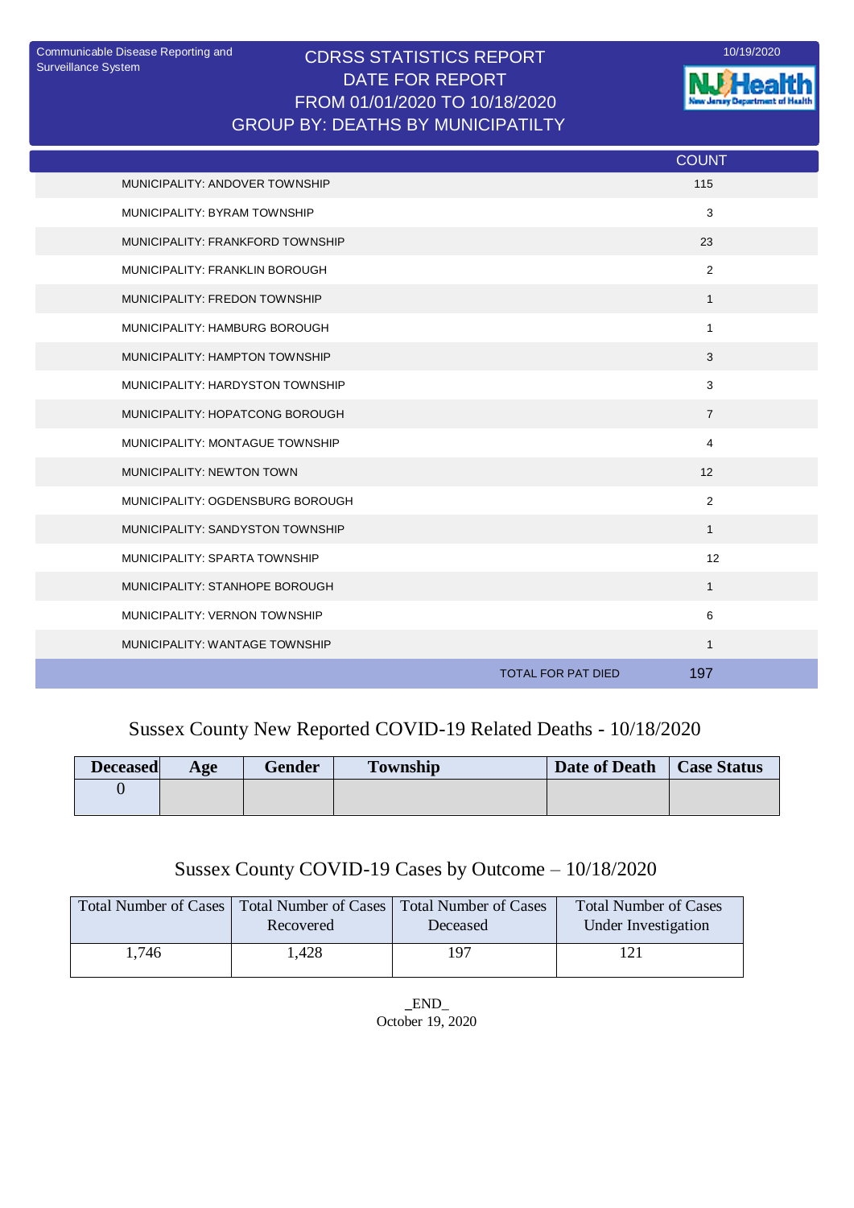Communicable Disease Reporting and Surveillance System

# CDRSS STATISTICS REPORT
## DATE FOR REPORT
## FROM 01/01/2020 TO 10/18/2020
## GROUP BY: DEATHS BY MUNICIPATILTY

10/19/2020

| | COUNT |
|---|---|
| MUNICIPALITY: ANDOVER TOWNSHIP | 115 |
| MUNICIPALITY: BYRAM TOWNSHIP | 3 |
| MUNICIPALITY: FRANKFORD TOWNSHIP | 23 |
| MUNICIPALITY: FRANKLIN BOROUGH | 2 |
| MUNICIPALITY: FREDON TOWNSHIP | 1 |
| MUNICIPALITY: HAMBURG BOROUGH | 1 |
| MUNICIPALITY: HAMPTON TOWNSHIP | 3 |
| MUNICIPALITY: HARDYSTON TOWNSHIP | 3 |
| MUNICIPALITY: HOPATCONG BOROUGH | 7 |
| MUNICIPALITY: MONTAGUE TOWNSHIP | 4 |
| MUNICIPALITY: NEWTON TOWN | 12 |
| MUNICIPALITY: OGDENSBURG BOROUGH | 2 |
| MUNICIPALITY: SANDYSTON TOWNSHIP | 1 |
| MUNICIPALITY: SPARTA TOWNSHIP | 12 |
| MUNICIPALITY: STANHOPE BOROUGH | 1 |
| MUNICIPALITY: VERNON TOWNSHIP | 6 |
| MUNICIPALITY: WANTAGE TOWNSHIP | 1 |
| TOTAL FOR PAT DIED | 197 |

## Sussex County New Reported COVID-19 Related Deaths - 10/18/2020

| Deceased | Age | Gender | Township | Date of Death | Case Status |
|---|---|---|---|---|---|
| 0 | | | | | |

## Sussex County COVID-19 Cases by Outcome – 10/18/2020

| Total Number of Cases | Total Number of Cases Recovered | Total Number of Cases Deceased | Total Number of Cases Under Investigation |
|---|---|---|---|
| 1,746 | 1,428 | 197 | 121 |

_END_
October 19, 2020